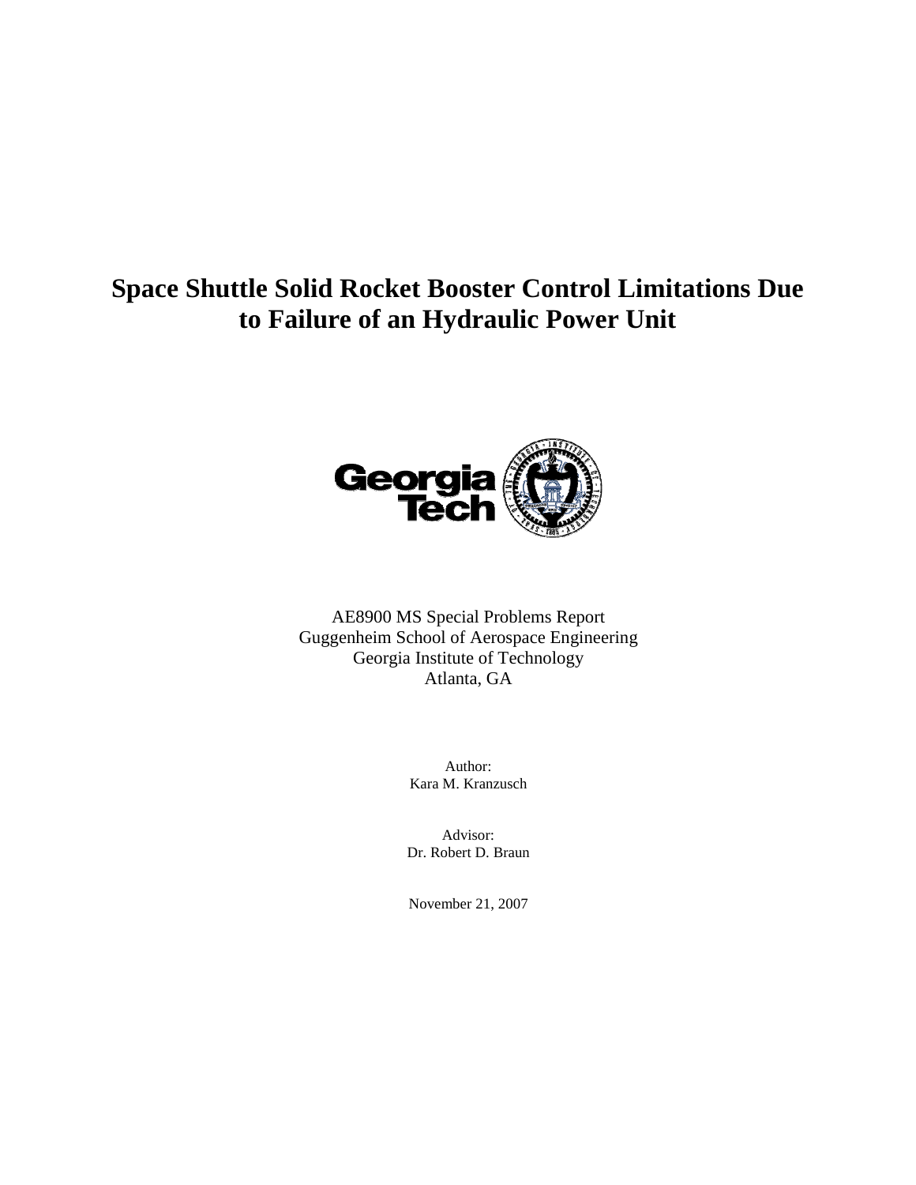# Space Shuttle Solid Rocket Booster Control Limitations Due to Failure of an Hydraulic Power Unit

AE8900 MS Special Problems Report
Guggenheim School of Aerospace Engineering
Georgia Institute of Technology
Atlanta, GA

Author:
Kara M. Kranzusch

Advisor:
Dr. Robert D. Braun

November 21, 2007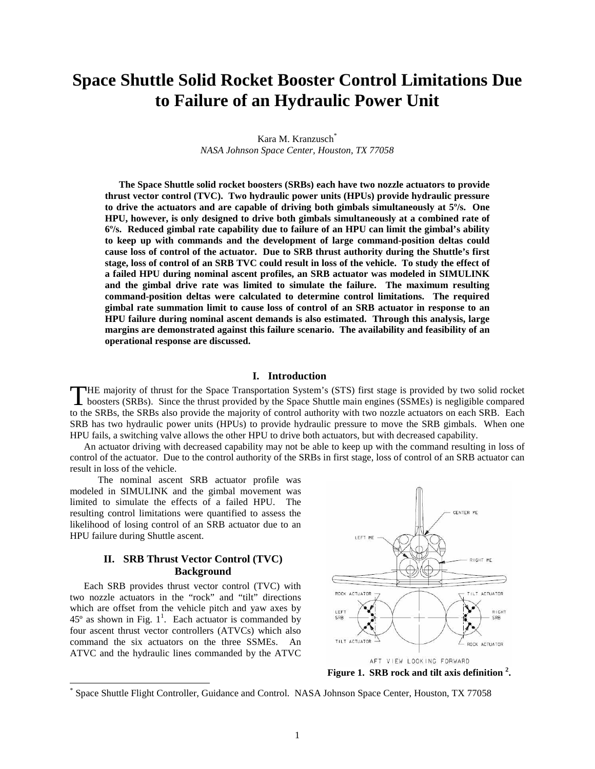# Space Shuttle Solid Rocket Booster Control Limitations Due to Failure of an Hydraulic Power Unit

Kara M. Kranzusch[*]
*NASA Johnson Space Center, Houston, TX 77058*

**The Space Shuttle solid rocket boosters (SRBs) each have two nozzle actuators to provide thrust vector control (TVC). Two hydraulic power units (HPUs) provide hydraulic pressure to drive the actuators and are capable of driving both gimbals simultaneously at 5º/s. One HPU, however, is only designed to drive both gimbals simultaneously at a combined rate of 6º/s. Reduced gimbal rate capability due to failure of an HPU can limit the gimbal's ability to keep up with commands and the development of large command-position deltas could cause loss of control of the actuator. Due to SRB thrust authority during the Shuttle's first stage, loss of control of an SRB TVC could result in loss of the vehicle. To study the effect of a failed HPU during nominal ascent profiles, an SRB actuator was modeled in SIMULINK and the gimbal drive rate was limited to simulate the failure. The maximum resulting command-position deltas were calculated to determine control limitations. The required gimbal rate summation limit to cause loss of control of an SRB actuator in response to an HPU failure during nominal ascent demands is also estimated. Through this analysis, large margins are demonstrated against this failure scenario. The availability and feasibility of an operational response are discussed.**

## I. Introduction

THE majority of thrust for the Space Transportation System's (STS) first stage is provided by two solid rocket boosters (SRBs). Since the thrust provided by the Space Shuttle main engines (SSMEs) is negligible compared to the SRBs, the SRBs also provide the majority of control authority with two nozzle actuators on each SRB. Each SRB has two hydraulic power units (HPUs) to provide hydraulic pressure to move the SRB gimbals. When one HPU fails, a switching valve allows the other HPU to drive both actuators, but with decreased capability.

An actuator driving with decreased capability may not be able to keep up with the command resulting in loss of control of the actuator. Due to the control authority of the SRBs in first stage, loss of control of an SRB actuator can result in loss of the vehicle.

The nominal ascent SRB actuator profile was modeled in SIMULINK and the gimbal movement was limited to simulate the effects of a failed HPU. The resulting control limitations were quantified to assess the likelihood of losing control of an SRB actuator due to an HPU failure during Shuttle ascent.

## II. SRB Thrust Vector Control (TVC) Background

Each SRB provides thrust vector control (TVC) with two nozzle actuators in the "rock" and "tilt" directions which are offset from the vehicle pitch and yaw axes by 45º as shown in Fig. 1[1]. Each actuator is commanded by four ascent thrust vector controllers (ATVCs) which also command the six actuators on the three SSMEs. An ATVC and the hydraulic lines commanded by the ATVC

**Figure 1. SRB rock and tilt axis definition [2].**

[*] Space Shuttle Flight Controller, Guidance and Control. NASA Johnson Space Center, Houston, TX 77058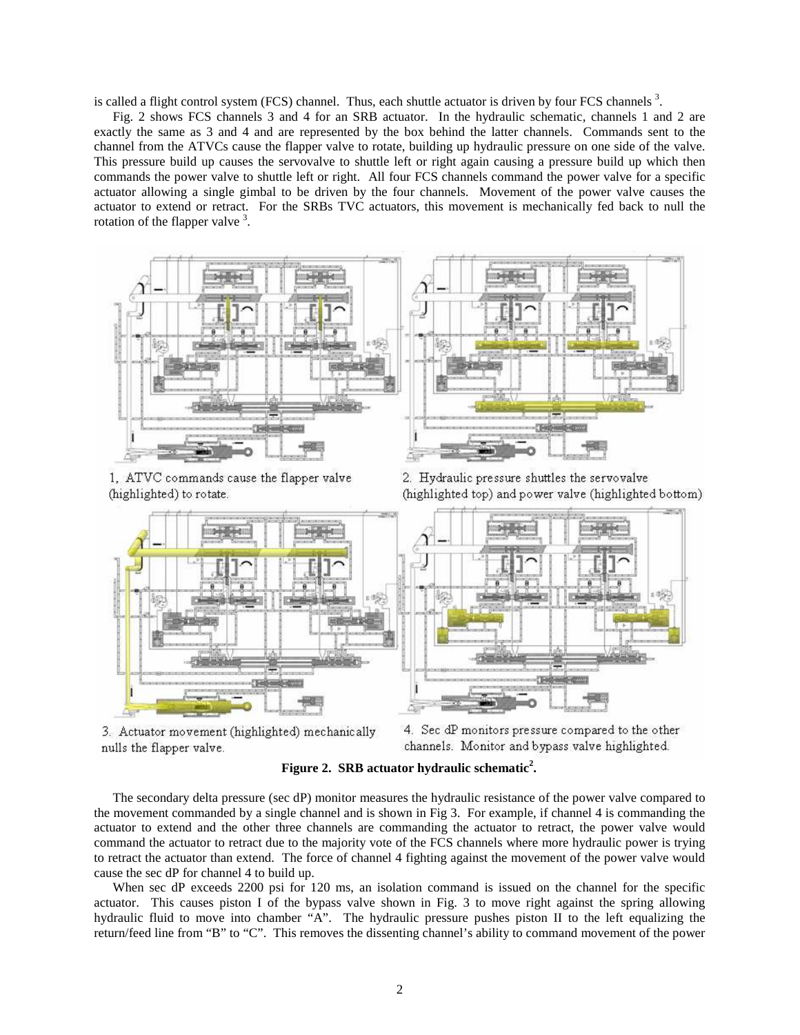is called a flight control system (FCS) channel. Thus, each shuttle actuator is driven by four FCS channels [3].

Fig. 2 shows FCS channels 3 and 4 for an SRB actuator. In the hydraulic schematic, channels 1 and 2 are exactly the same as 3 and 4 and are represented by the box behind the latter channels. Commands sent to the channel from the ATVCs cause the flapper valve to rotate, building up hydraulic pressure on one side of the valve. This pressure build up causes the servovalve to shuttle left or right again causing a pressure build up which then commands the power valve to shuttle left or right. All four FCS channels command the power valve for a specific actuator allowing a single gimbal to be driven by the four channels. Movement of the power valve causes the actuator to extend or retract. For the SRBs TVC actuators, this movement is mechanically fed back to null the rotation of the flapper valve [3].

1. ATVC commands cause the flapper valve (highlighted) to rotate.

2. Hydraulic pressure shuttles the servovalve (highlighted top) and power valve (highlighted bottom)

3. Actuator movement (highlighted) mechanically nulls the flapper valve.

4. Sec dP monitors pressure compared to the other channels. Monitor and bypass valve highlighted.

**Figure 2. SRB actuator hydraulic schematic[2].**

The secondary delta pressure (sec dP) monitor measures the hydraulic resistance of the power valve compared to the movement commanded by a single channel and is shown in Fig 3. For example, if channel 4 is commanding the actuator to extend and the other three channels are commanding the actuator to retract, the power valve would command the actuator to retract due to the majority vote of the FCS channels where more hydraulic power is trying to retract the actuator than extend. The force of channel 4 fighting against the movement of the power valve would cause the sec dP for channel 4 to build up.

When sec dP exceeds 2200 psi for 120 ms, an isolation command is issued on the channel for the specific actuator. This causes piston I of the bypass valve shown in Fig. 3 to move right against the spring allowing hydraulic fluid to move into chamber "A". The hydraulic pressure pushes piston II to the left equalizing the return/feed line from "B" to "C". This removes the dissenting channel's ability to command movement of the power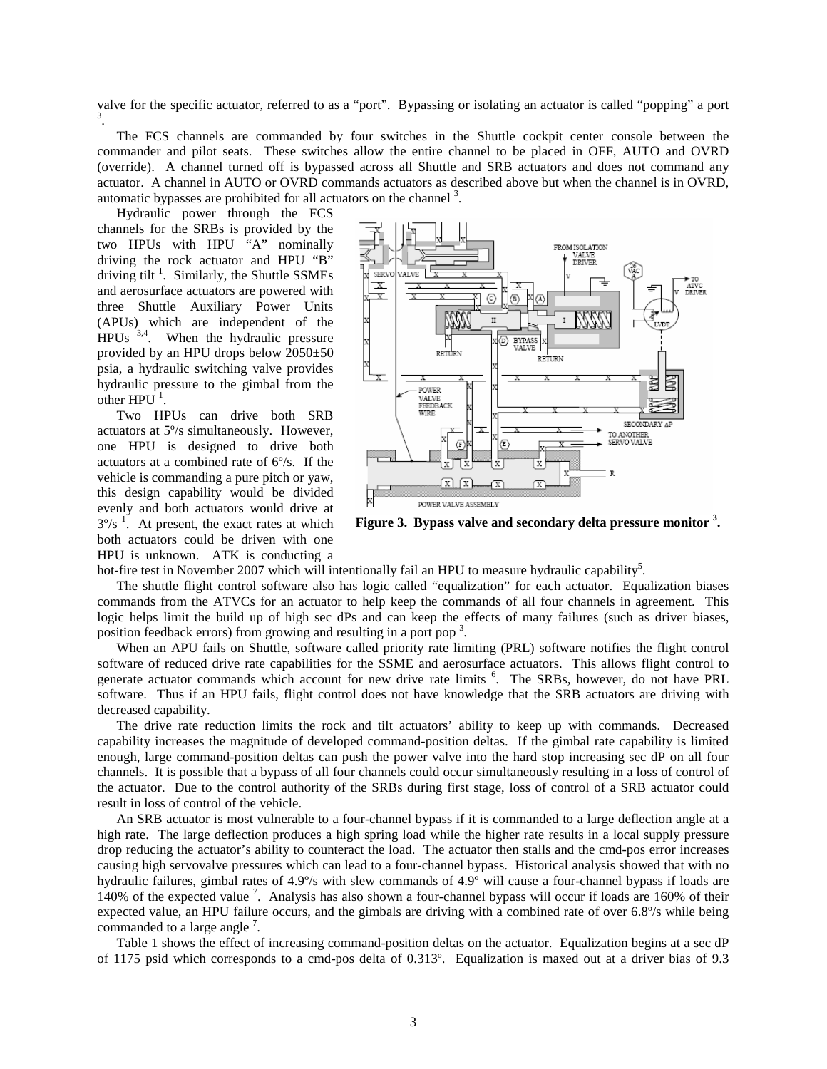valve for the specific actuator, referred to as a "port". Bypassing or isolating an actuator is called "popping" a port [3].

The FCS channels are commanded by four switches in the Shuttle cockpit center console between the commander and pilot seats. These switches allow the entire channel to be placed in OFF, AUTO and OVRD (override). A channel turned off is bypassed across all Shuttle and SRB actuators and does not command any actuator. A channel in AUTO or OVRD commands actuators as described above but when the channel is in OVRD, automatic bypasses are prohibited for all actuators on the channel [3].

Hydraulic power through the FCS channels for the SRBs is provided by the two HPUs with HPU "A" nominally driving the rock actuator and HPU "B" driving tilt [1]. Similarly, the Shuttle SSMEs and aerosurface actuators are powered with three Shuttle Auxiliary Power Units (APUs) which are independent of the HPUs [3,4]. When the hydraulic pressure provided by an HPU drops below 2050±50 psia, a hydraulic switching valve provides hydraulic pressure to the gimbal from the other HPU [1].

Two HPUs can drive both SRB actuators at 5º/s simultaneously. However, one HPU is designed to drive both actuators at a combined rate of 6º/s. If the vehicle is commanding a pure pitch or yaw, this design capability would be divided evenly and both actuators would drive at 3º/s [1]. At present, the exact rates at which both actuators could be driven with one HPU is unknown. ATK is conducting a hot-fire test in November 2007 which will intentionally fail an HPU to measure hydraulic capability[5].

**Figure 3. Bypass valve and secondary delta pressure monitor [3].**

The shuttle flight control software also has logic called "equalization" for each actuator. Equalization biases commands from the ATVCs for an actuator to help keep the commands of all four channels in agreement. This logic helps limit the build up of high sec dPs and can keep the effects of many failures (such as driver biases, position feedback errors) from growing and resulting in a port pop [3].

When an APU fails on Shuttle, software called priority rate limiting (PRL) software notifies the flight control software of reduced drive rate capabilities for the SSME and aerosurface actuators. This allows flight control to generate actuator commands which account for new drive rate limits [6]. The SRBs, however, do not have PRL software. Thus if an HPU fails, flight control does not have knowledge that the SRB actuators are driving with decreased capability.

The drive rate reduction limits the rock and tilt actuators' ability to keep up with commands. Decreased capability increases the magnitude of developed command-position deltas. If the gimbal rate capability is limited enough, large command-position deltas can push the power valve into the hard stop increasing sec dP on all four channels. It is possible that a bypass of all four channels could occur simultaneously resulting in a loss of control of the actuator. Due to the control authority of the SRBs during first stage, loss of control of a SRB actuator could result in loss of control of the vehicle.

An SRB actuator is most vulnerable to a four-channel bypass if it is commanded to a large deflection angle at a high rate. The large deflection produces a high spring load while the higher rate results in a local supply pressure drop reducing the actuator's ability to counteract the load. The actuator then stalls and the cmd-pos error increases causing high servovalve pressures which can lead to a four-channel bypass. Historical analysis showed that with no hydraulic failures, gimbal rates of 4.9º/s with slew commands of 4.9º will cause a four-channel bypass if loads are 140% of the expected value [7]. Analysis has also shown a four-channel bypass will occur if loads are 160% of their expected value, an HPU failure occurs, and the gimbals are driving with a combined rate of over 6.8º/s while being commanded to a large angle [7].

Table 1 shows the effect of increasing command-position deltas on the actuator. Equalization begins at a sec dP of 1175 psid which corresponds to a cmd-pos delta of 0.313º. Equalization is maxed out at a driver bias of 9.3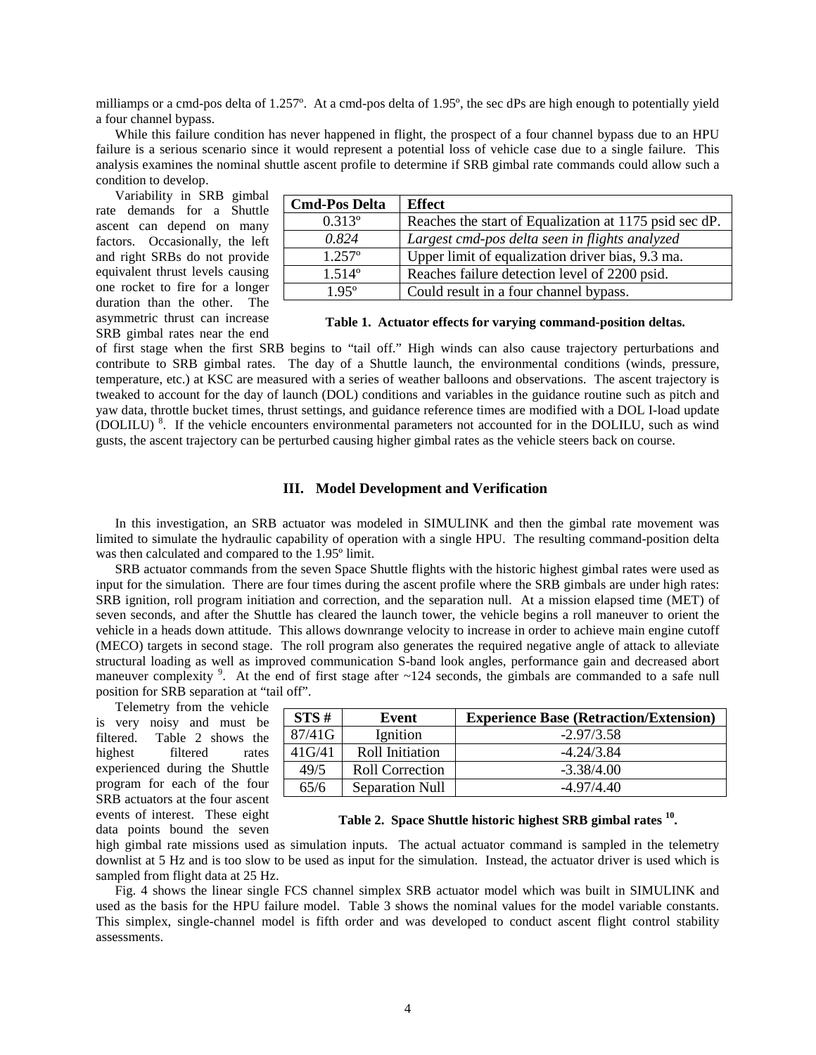milliamps or a cmd-pos delta of 1.257º. At a cmd-pos delta of 1.95º, the sec dPs are high enough to potentially yield a four channel bypass.

While this failure condition has never happened in flight, the prospect of a four channel bypass due to an HPU failure is a serious scenario since it would represent a potential loss of vehicle case due to a single failure. This analysis examines the nominal shuttle ascent profile to determine if SRB gimbal rate commands could allow such a condition to develop.

Variability in SRB gimbal rate demands for a Shuttle ascent can depend on many factors. Occasionally, the left and right SRBs do not provide equivalent thrust levels causing one rocket to fire for a longer duration than the other. The asymmetric thrust can increase SRB gimbal rates near the end of first stage when the first SRB begins to "tail off." High winds can also cause trajectory perturbations and contribute to SRB gimbal rates. The day of a Shuttle launch, the environmental conditions (winds, pressure, temperature, etc.) at KSC are measured with a series of weather balloons and observations. The ascent trajectory is tweaked to account for the day of launch (DOL) conditions and variables in the guidance routine such as pitch and yaw data, throttle bucket times, thrust settings, and guidance reference times are modified with a DOL I-load update (DOLILU) [8]. If the vehicle encounters environmental parameters not accounted for in the DOLILU, such as wind gusts, the ascent trajectory can be perturbed causing higher gimbal rates as the vehicle steers back on course.

| Cmd-Pos Delta | Effect |
|---|---|
| 0.313º | Reaches the start of Equalization at 1175 psid sec dP. |
| *0.824* | *Largest cmd-pos delta seen in flights analyzed* |
| 1.257º | Upper limit of equalization driver bias, 9.3 ma. |
| 1.514º | Reaches failure detection level of 2200 psid. |
| 1.95º | Could result in a four channel bypass. |

**Table 1. Actuator effects for varying command-position deltas.**

## III. Model Development and Verification

In this investigation, an SRB actuator was modeled in SIMULINK and then the gimbal rate movement was limited to simulate the hydraulic capability of operation with a single HPU. The resulting command-position delta was then calculated and compared to the 1.95º limit.

SRB actuator commands from the seven Space Shuttle flights with the historic highest gimbal rates were used as input for the simulation. There are four times during the ascent profile where the SRB gimbals are under high rates: SRB ignition, roll program initiation and correction, and the separation null. At a mission elapsed time (MET) of seven seconds, and after the Shuttle has cleared the launch tower, the vehicle begins a roll maneuver to orient the vehicle in a heads down attitude. This allows downrange velocity to increase in order to achieve main engine cutoff (MECO) targets in second stage. The roll program also generates the required negative angle of attack to alleviate structural loading as well as improved communication S-band look angles, performance gain and decreased abort maneuver complexity [9]. At the end of first stage after ~124 seconds, the gimbals are commanded to a safe null position for SRB separation at "tail off".

Telemetry from the vehicle is very noisy and must be filtered. Table 2 shows the highest filtered rates experienced during the Shuttle program for each of the four SRB actuators at the four ascent events of interest. These eight data points bound the seven high gimbal rate missions used as simulation inputs. The actual actuator command is sampled in the telemetry downlist at 5 Hz and is too slow to be used as input for the simulation. Instead, the actuator driver is used which is sampled from flight data at 25 Hz.

| STS # | Event | Experience Base (Retraction/Extension) |
|---|---|---|
| 87/41G | Ignition | -2.97/3.58 |
| 41G/41 | Roll Initiation | -4.24/3.84 |
| 49/5 | Roll Correction | -3.38/4.00 |
| 65/6 | Separation Null | -4.97/4.40 |

**Table 2. Space Shuttle historic highest SRB gimbal rates [10].**

Fig. 4 shows the linear single FCS channel simplex SRB actuator model which was built in SIMULINK and used as the basis for the HPU failure model. Table 3 shows the nominal values for the model variable constants. This simplex, single-channel model is fifth order and was developed to conduct ascent flight control stability assessments.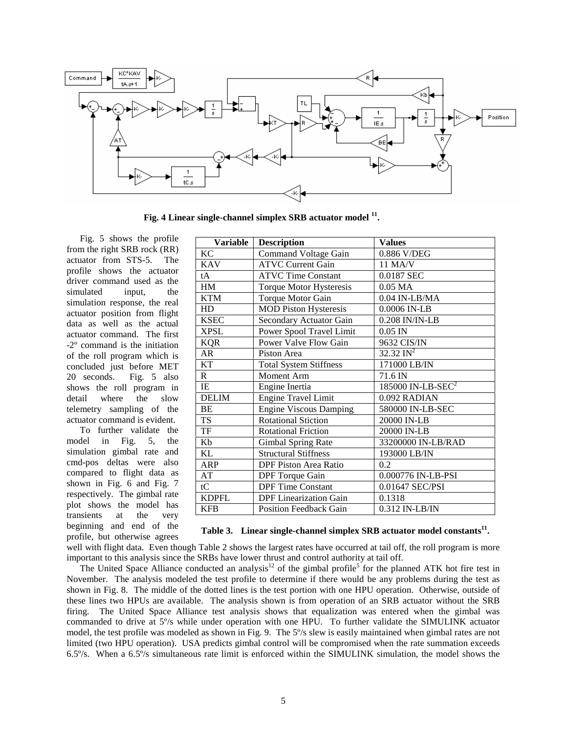Fig. 4 Linear single-channel simplex SRB actuator model [11].

Fig. 5 shows the profile from the right SRB rock (RR) actuator from STS-5. The profile shows the actuator driver command used as the simulated input, the simulation response, the real actuator position from flight data as well as the actual actuator command. The first -2º command is the initiation of the roll program which is concluded just before MET 20 seconds. Fig. 5 also shows the roll program in detail where the slow telemetry sampling of the actuator command is evident.

To further validate the model in Fig. 5, the simulation gimbal rate and cmd-pos deltas were also compared to flight data as shown in Fig. 6 and Fig. 7 respectively. The gimbal rate plot shows the model has transients at the very beginning and end of the profile, but otherwise agrees well with flight data. Even though Table 2 shows the largest rates have occurred at tail off, the roll program is more important to this analysis since the SRBs have lower thrust and control authority at tail off.

| Variable | Description | Values |
|---|---|---|
| KC | Command Voltage Gain | 0.886 V/DEG |
| KAV | ATVC Current Gain | 11 MA/V |
| tA | ATVC Time Constant | 0.0187 SEC |
| HM | Torque Motor Hysteresis | 0.05 MA |
| KTM | Torque Motor Gain | 0.04 IN-LB/MA |
| HD | MOD Piston Hysteresis | 0.0006 IN-LB |
| KSEC | Secondary Actuator Gain | 0.208 IN/IN-LB |
| XPSL | Power Spool Travel Limit | 0.05 IN |
| KQR | Power Valve Flow Gain | 9632 CIS/IN |
| AR | Piston Area | 32.32 $IN^2$ |
| KT | Total System Stiffness | 171000 LB/IN |
| R | Moment Arm | 71.6 IN |
| IE | Engine Inertia | 185000 IN-LB-$SEC^2$ |
| DELIM | Engine Travel Limit | 0.092 RADIAN |
| BE | Engine Viscous Damping | 580000 IN-LB-SEC |
| TS | Rotational Stiction | 20000 IN-LB |
| TF | Rotational Friction | 20000 IN-LB |
| Kb | Gimbal Spring Rate | 33200000 IN-LB/RAD |
| KL | Structural Stiffness | 193000 LB/IN |
| ARP | DPF Piston Area Ratio | 0.2 |
| AT | DPF Torque Gain | 0.000776 IN-LB-PSI |
| tC | DPF Time Constant | 0.01647 SEC/PSI |
| KDPFL | DPF Linearization Gain | 0.1318 |
| KFB | Position Feedback Gain | 0.312 IN-LB/IN |

**Table 3. Linear single-channel simplex SRB actuator model constants[11].**

The United Space Alliance conducted an analysis[12] of the gimbal profile[5] for the planned ATK hot fire test in November. The analysis modeled the test profile to determine if there would be any problems during the test as shown in Fig. 8. The middle of the dotted lines is the test portion with one HPU operation. Otherwise, outside of these lines two HPUs are available. The analysis shown is from operation of an SRB actuator without the SRB firing. The United Space Alliance test analysis shows that equalization was entered when the gimbal was commanded to drive at 5º/s while under operation with one HPU. To further validate the SIMULINK actuator model, the test profile was modeled as shown in Fig. 9. The 5º/s slew is easily maintained when gimbal rates are not limited (two HPU operation). USA predicts gimbal control will be compromised when the rate summation exceeds 6.5º/s. When a 6.5º/s simultaneous rate limit is enforced within the SIMULINK simulation, the model shows the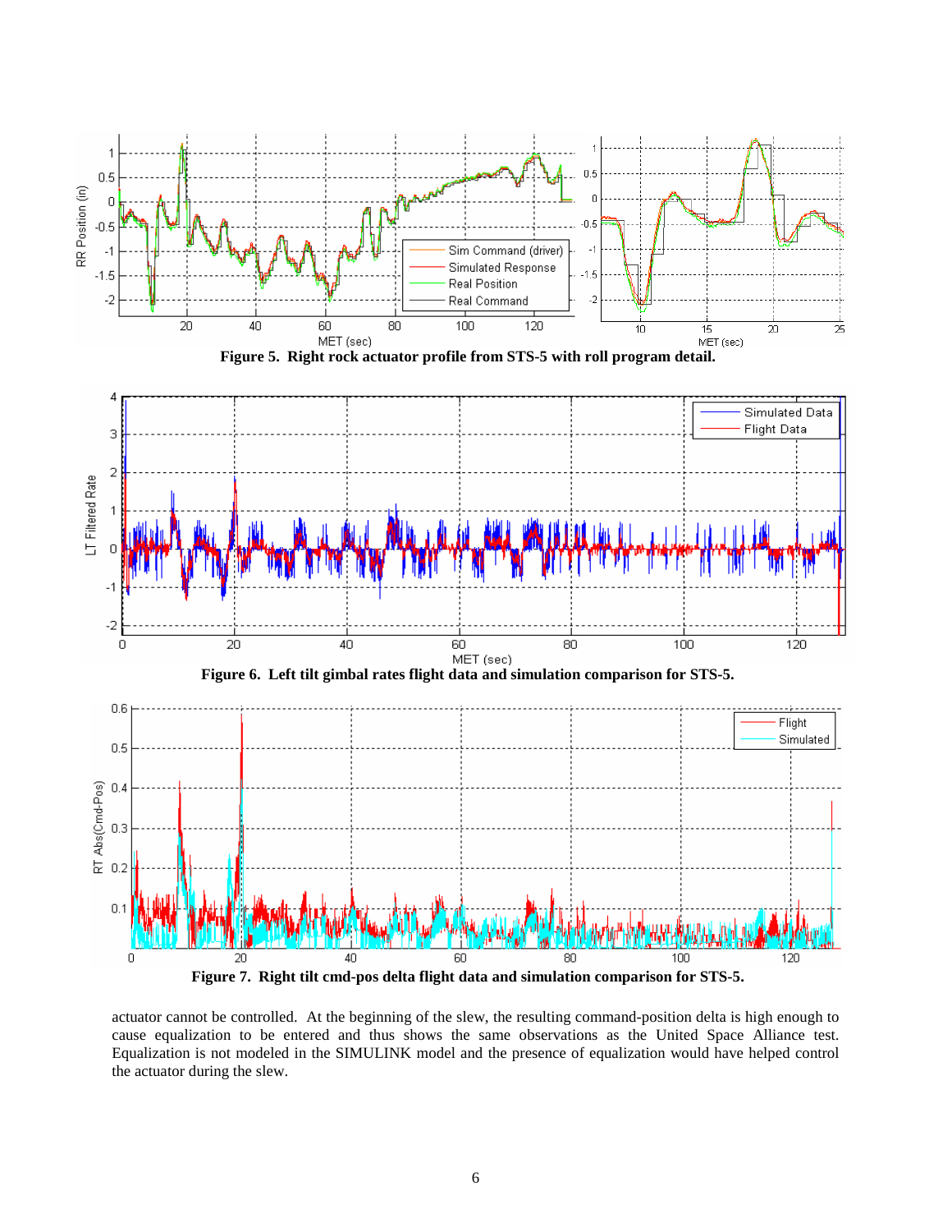**Figure 5. Right rock actuator profile from STS-5 with roll program detail.**

**Figure 6. Left tilt gimbal rates flight data and simulation comparison for STS-5.**

**Figure 7. Right tilt cmd-pos delta flight data and simulation comparison for STS-5.**

actuator cannot be controlled. At the beginning of the slew, the resulting command-position delta is high enough to cause equalization to be entered and thus shows the same observations as the United Space Alliance test. Equalization is not modeled in the SIMULINK model and the presence of equalization would have helped control the actuator during the slew.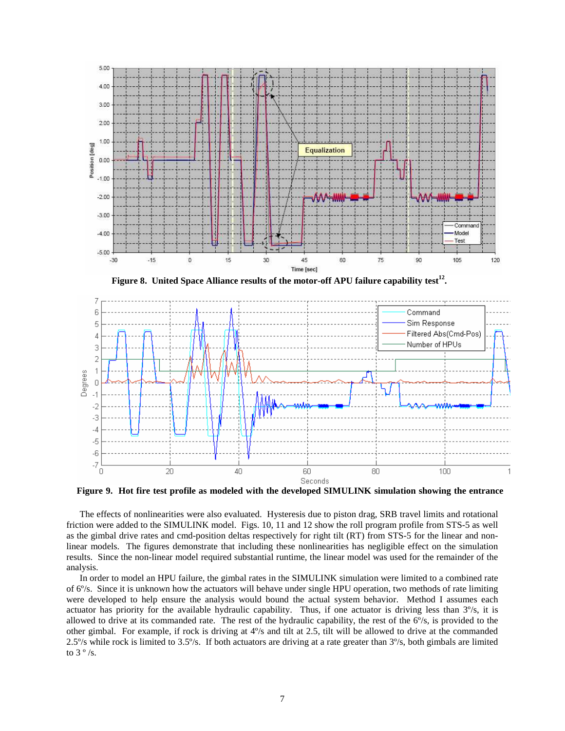Figure 8. United Space Alliance results of the motor-off APU failure capability test[12].

Figure 9. Hot fire test profile as modeled with the developed SIMULINK simulation showing the entrance

The effects of nonlinearities were also evaluated. Hysteresis due to piston drag, SRB travel limits and rotational friction were added to the SIMULINK model. Figs. 10, 11 and 12 show the roll program profile from STS-5 as well as the gimbal drive rates and cmd-position deltas respectively for right tilt (RT) from STS-5 for the linear and non-linear models. The figures demonstrate that including these nonlinearities has negligible effect on the simulation results. Since the non-linear model required substantial runtime, the linear model was used for the remainder of the analysis.

In order to model an HPU failure, the gimbal rates in the SIMULINK simulation were limited to a combined rate of 6º/s. Since it is unknown how the actuators will behave under single HPU operation, two methods of rate limiting were developed to help ensure the analysis would bound the actual system behavior. Method I assumes each actuator has priority for the available hydraulic capability. Thus, if one actuator is driving less than 3º/s, it is allowed to drive at its commanded rate. The rest of the hydraulic capability, the rest of the 6º/s, is provided to the other gimbal. For example, if rock is driving at 4º/s and tilt at 2.5, tilt will be allowed to drive at the commanded 2.5º/s while rock is limited to 3.5º/s. If both actuators are driving at a rate greater than 3º/s, both gimbals are limited to 3 º /s.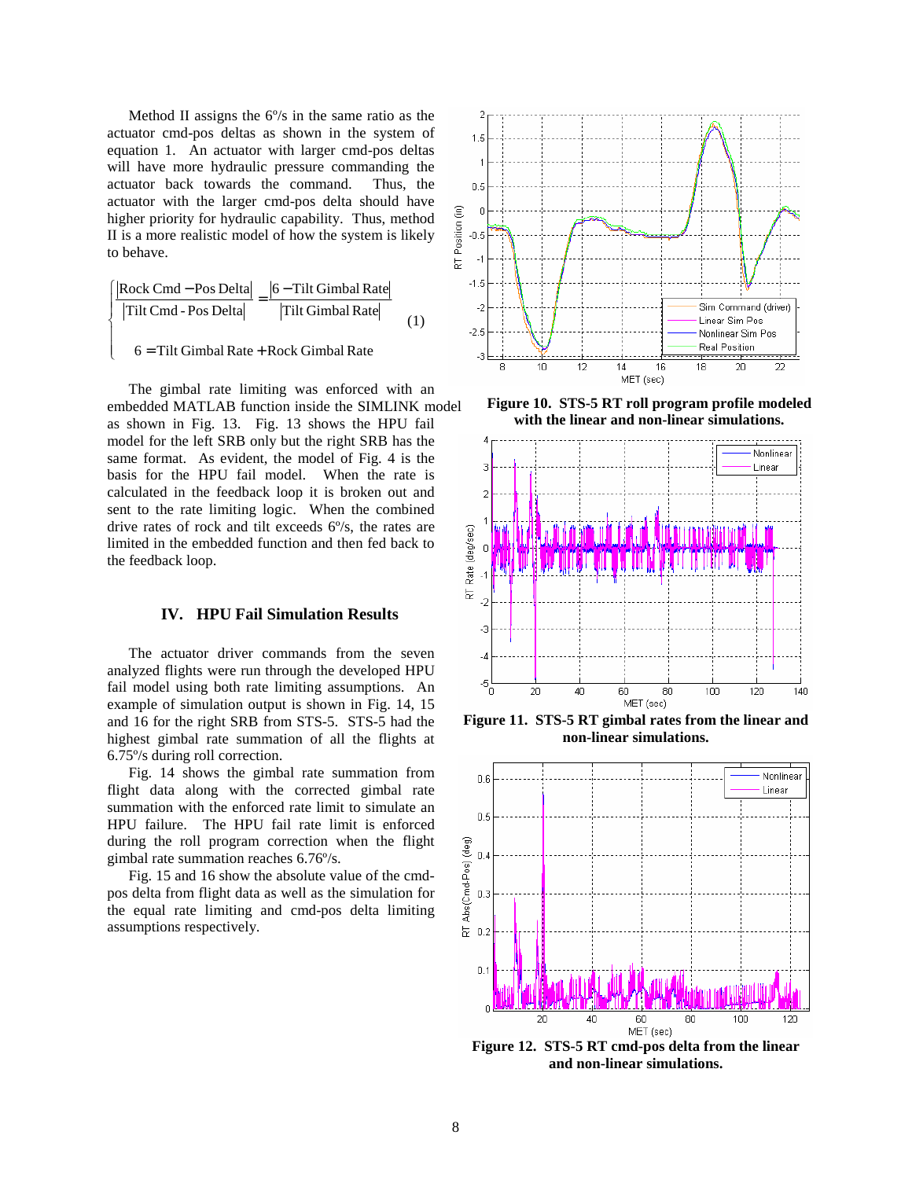Method II assigns the 6º/s in the same ratio as the actuator cmd-pos deltas as shown in the system of equation 1. An actuator with larger cmd-pos deltas will have more hydraulic pressure commanding the actuator back towards the command. Thus, the actuator with the larger cmd-pos delta should have higher priority for hydraulic capability. Thus, method II is a more realistic model of how the system is likely to behave.

$$
\begin{cases}
\dfrac{|\text{Rock Cmd} - \text{Pos Delta}|}{|\text{Tilt Cmd - Pos Delta}|} = \dfrac{|6 - \text{Tilt Gimbal Rate}|}{|\text{Tilt Gimbal Rate}|} \\[2ex]
6 = \text{Tilt Gimbal Rate} + \text{Rock Gimbal Rate}
\end{cases}
\tag{1}
$$

The gimbal rate limiting was enforced with an embedded MATLAB function inside the SIMLINK model as shown in Fig. 13. Fig. 13 shows the HPU fail model for the left SRB only but the right SRB has the same format. As evident, the model of Fig. 4 is the basis for the HPU fail model. When the rate is calculated in the feedback loop it is broken out and sent to the rate limiting logic. When the combined drive rates of rock and tilt exceeds 6º/s, the rates are limited in the embedded function and then fed back to the feedback loop.

## IV. HPU Fail Simulation Results

The actuator driver commands from the seven analyzed flights were run through the developed HPU fail model using both rate limiting assumptions. An example of simulation output is shown in Fig. 14, 15 and 16 for the right SRB from STS-5. STS-5 had the highest gimbal rate summation of all the flights at 6.75º/s during roll correction.

Fig. 14 shows the gimbal rate summation from flight data along with the corrected gimbal rate summation with the enforced rate limit to simulate an HPU failure. The HPU fail rate limit is enforced during the roll program correction when the flight gimbal rate summation reaches 6.76º/s.

Fig. 15 and 16 show the absolute value of the cmd-pos delta from flight data as well as the simulation for the equal rate limiting and cmd-pos delta limiting assumptions respectively.

**Figure 10. STS-5 RT roll program profile modeled with the linear and non-linear simulations.**

**Figure 11. STS-5 RT gimbal rates from the linear and non-linear simulations.**

**Figure 12. STS-5 RT cmd-pos delta from the linear and non-linear simulations.**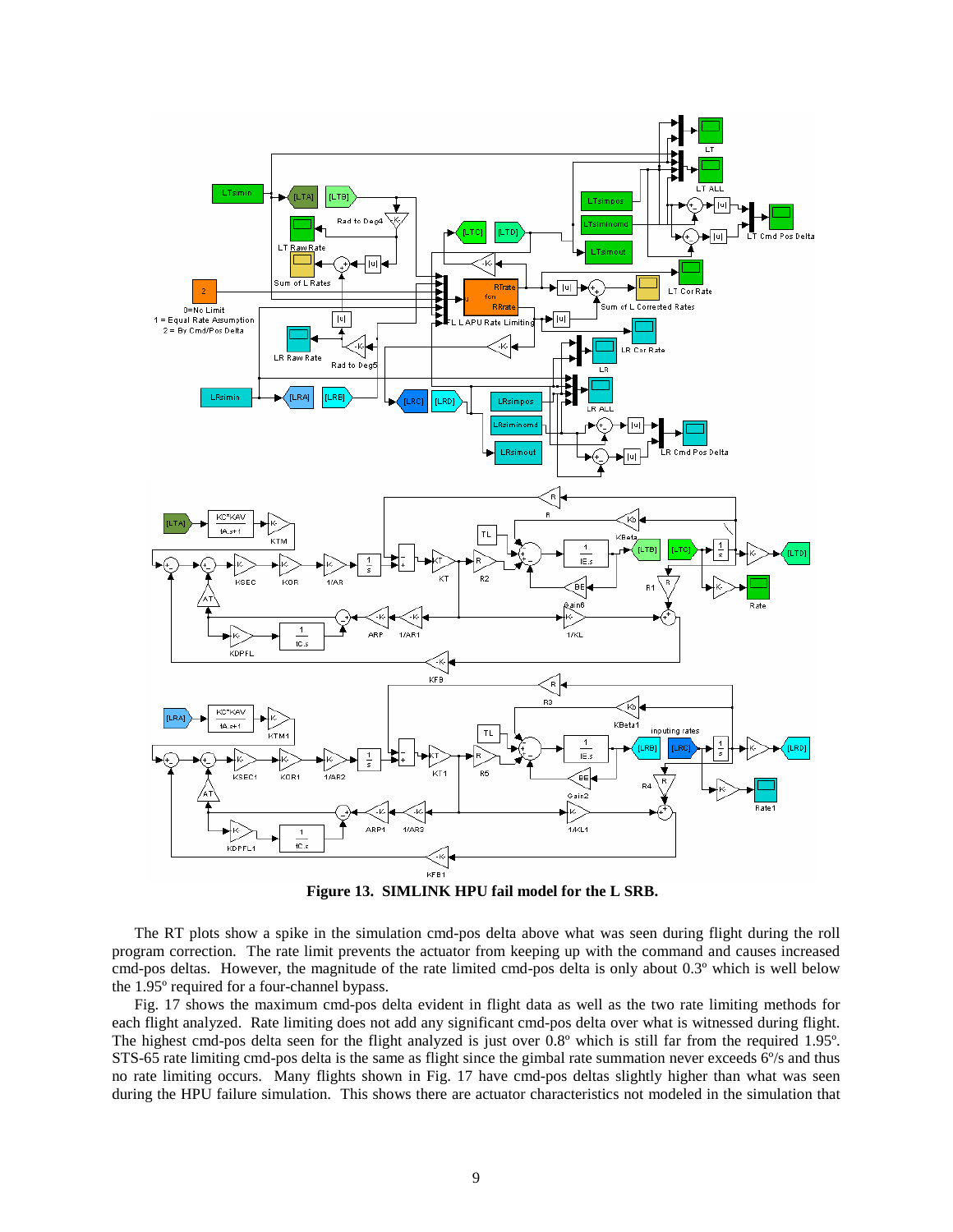**Figure 13. SIMLINK HPU fail model for the L SRB.**

The RT plots show a spike in the simulation cmd-pos delta above what was seen during flight during the roll program correction. The rate limit prevents the actuator from keeping up with the command and causes increased cmd-pos deltas. However, the magnitude of the rate limited cmd-pos delta is only about 0.3º which is well below the 1.95º required for a four-channel bypass.

Fig. 17 shows the maximum cmd-pos delta evident in flight data as well as the two rate limiting methods for each flight analyzed. Rate limiting does not add any significant cmd-pos delta over what is witnessed during flight. The highest cmd-pos delta seen for the flight analyzed is just over 0.8º which is still far from the required 1.95º. STS-65 rate limiting cmd-pos delta is the same as flight since the gimbal rate summation never exceeds 6º/s and thus no rate limiting occurs. Many flights shown in Fig. 17 have cmd-pos deltas slightly higher than what was seen during the HPU failure simulation. This shows there are actuator characteristics not modeled in the simulation that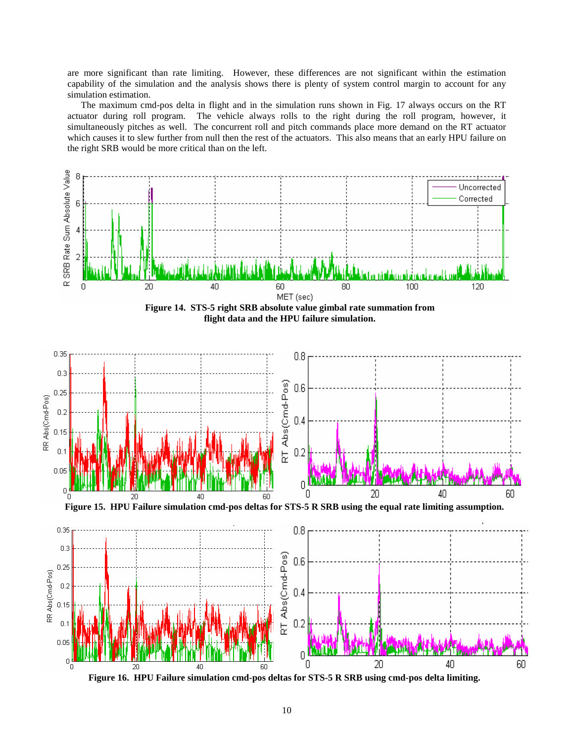are more significant than rate limiting. However, these differences are not significant within the estimation capability of the simulation and the analysis shows there is plenty of system control margin to account for any simulation estimation.

The maximum cmd-pos delta in flight and in the simulation runs shown in Fig. 17 always occurs on the RT actuator during roll program. The vehicle always rolls to the right during the roll program, however, it simultaneously pitches as well. The concurrent roll and pitch commands place more demand on the RT actuator which causes it to slew further from null then the rest of the actuators. This also means that an early HPU failure on the right SRB would be more critical than on the left.

**Figure 14. STS-5 right SRB absolute value gimbal rate summation from flight data and the HPU failure simulation.**

**Figure 15. HPU Failure simulation cmd-pos deltas for STS-5 R SRB using the equal rate limiting assumption.**

**Figure 16. HPU Failure simulation cmd-pos deltas for STS-5 R SRB using cmd-pos delta limiting.**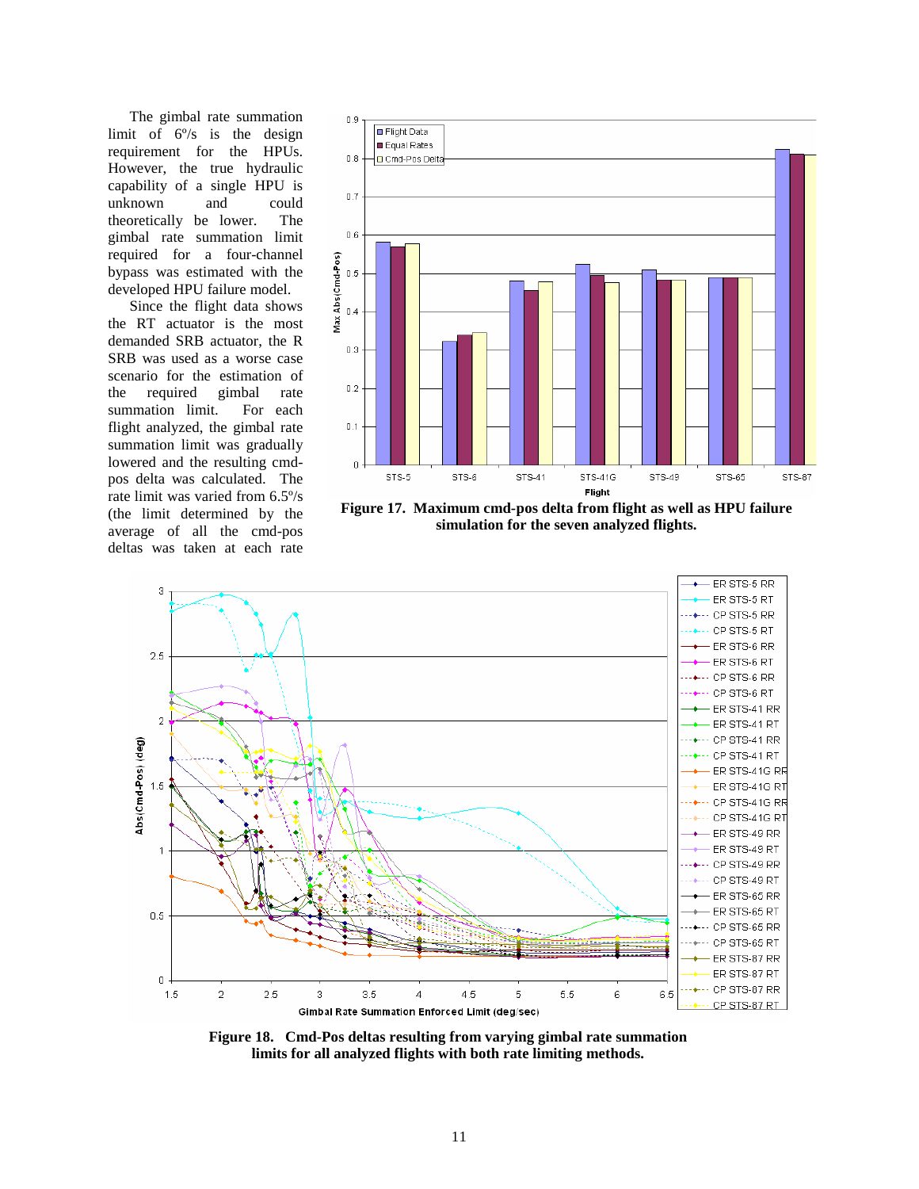The gimbal rate summation limit of 6°/s is the design requirement for the HPUs. However, the true hydraulic capability of a single HPU is unknown and could theoretically be lower. The gimbal rate summation limit required for a four-channel bypass was estimated with the developed HPU failure model.

Since the flight data shows the RT actuator is the most demanded SRB actuator, the R SRB was used as a worse case scenario for the estimation of the required gimbal rate summation limit. For each flight analyzed, the gimbal rate summation limit was gradually lowered and the resulting cmd-pos delta was calculated. The rate limit was varied from 6.5°/s (the limit determined by the average of all the cmd-pos deltas was taken at each rate

**Figure 17. Maximum cmd-pos delta from flight as well as HPU failure simulation for the seven analyzed flights.**

**Figure 18. Cmd-Pos deltas resulting from varying gimbal rate summation limits for all analyzed flights with both rate limiting methods.**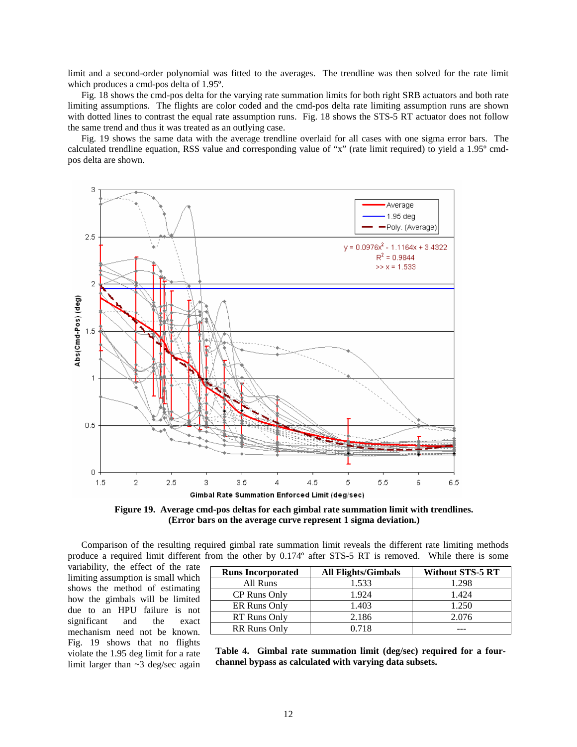limit and a second-order polynomial was fitted to the averages. The trendline was then solved for the rate limit which produces a cmd-pos delta of 1.95º.

Fig. 18 shows the cmd-pos delta for the varying rate summation limits for both right SRB actuators and both rate limiting assumptions. The flights are color coded and the cmd-pos delta rate limiting assumption runs are shown with dotted lines to contrast the equal rate assumption runs. Fig. 18 shows the STS-5 RT actuator does not follow the same trend and thus it was treated as an outlying case.

Fig. 19 shows the same data with the average trendline overlaid for all cases with one sigma error bars. The calculated trendline equation, RSS value and corresponding value of "x" (rate limit required) to yield a 1.95º cmd-pos delta are shown.

**Figure 19. Average cmd-pos deltas for each gimbal rate summation limit with trendlines. (Error bars on the average curve represent 1 sigma deviation.)**

Comparison of the resulting required gimbal rate summation limit reveals the different rate limiting methods produce a required limit different from the other by 0.174º after STS-5 RT is removed. While there is some variability, the effect of the rate limiting assumption is small which shows the method of estimating how the gimbals will be limited due to an HPU failure is not significant and the exact mechanism need not be known. Fig. 19 shows that no flights violate the 1.95 deg limit for a rate limit larger than ~3 deg/sec again

| Runs Incorporated | All Flights/Gimbals | Without STS-5 RT |
|---|---|---|
| All Runs | 1.533 | 1.298 |
| CP Runs Only | 1.924 | 1.424 |
| ER Runs Only | 1.403 | 1.250 |
| RT Runs Only | 2.186 | 2.076 |
| RR Runs Only | 0.718 | --- |

**Table 4. Gimbal rate summation limit (deg/sec) required for a four-channel bypass as calculated with varying data subsets.**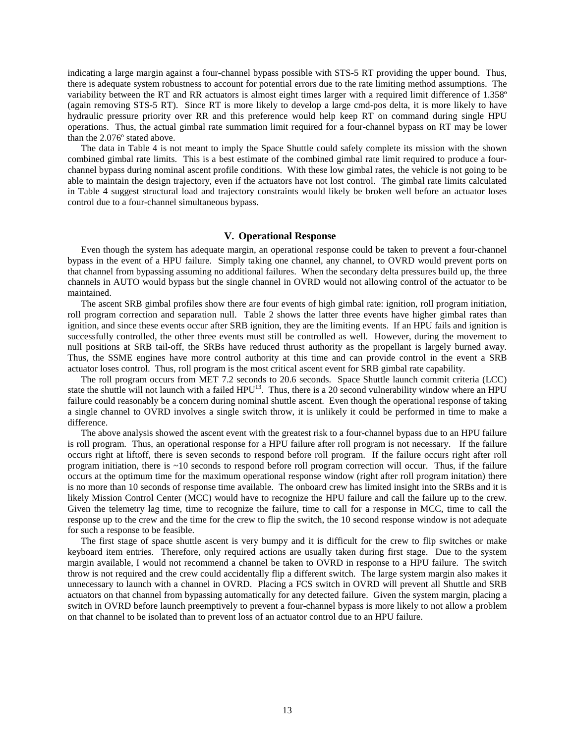indicating a large margin against a four-channel bypass possible with STS-5 RT providing the upper bound. Thus, there is adequate system robustness to account for potential errors due to the rate limiting method assumptions. The variability between the RT and RR actuators is almost eight times larger with a required limit difference of 1.358º (again removing STS-5 RT). Since RT is more likely to develop a large cmd-pos delta, it is more likely to have hydraulic pressure priority over RR and this preference would help keep RT on command during single HPU operations. Thus, the actual gimbal rate summation limit required for a four-channel bypass on RT may be lower than the 2.076º stated above.

The data in Table 4 is not meant to imply the Space Shuttle could safely complete its mission with the shown combined gimbal rate limits. This is a best estimate of the combined gimbal rate limit required to produce a four-channel bypass during nominal ascent profile conditions. With these low gimbal rates, the vehicle is not going to be able to maintain the design trajectory, even if the actuators have not lost control. The gimbal rate limits calculated in Table 4 suggest structural load and trajectory constraints would likely be broken well before an actuator loses control due to a four-channel simultaneous bypass.

## V. Operational Response

Even though the system has adequate margin, an operational response could be taken to prevent a four-channel bypass in the event of a HPU failure. Simply taking one channel, any channel, to OVRD would prevent ports on that channel from bypassing assuming no additional failures. When the secondary delta pressures build up, the three channels in AUTO would bypass but the single channel in OVRD would not allowing control of the actuator to be maintained.

The ascent SRB gimbal profiles show there are four events of high gimbal rate: ignition, roll program initiation, roll program correction and separation null. Table 2 shows the latter three events have higher gimbal rates than ignition, and since these events occur after SRB ignition, they are the limiting events. If an HPU fails and ignition is successfully controlled, the other three events must still be controlled as well. However, during the movement to null positions at SRB tail-off, the SRBs have reduced thrust authority as the propellant is largely burned away. Thus, the SSME engines have more control authority at this time and can provide control in the event a SRB actuator loses control. Thus, roll program is the most critical ascent event for SRB gimbal rate capability.

The roll program occurs from MET 7.2 seconds to 20.6 seconds. Space Shuttle launch commit criteria (LCC) state the shuttle will not launch with a failed HPU[13]. Thus, there is a 20 second vulnerability window where an HPU failure could reasonably be a concern during nominal shuttle ascent. Even though the operational response of taking a single channel to OVRD involves a single switch throw, it is unlikely it could be performed in time to make a difference.

The above analysis showed the ascent event with the greatest risk to a four-channel bypass due to an HPU failure is roll program. Thus, an operational response for a HPU failure after roll program is not necessary. If the failure occurs right at liftoff, there is seven seconds to respond before roll program. If the failure occurs right after roll program initiation, there is ~10 seconds to respond before roll program correction will occur. Thus, if the failure occurs at the optimum time for the maximum operational response window (right after roll program initation) there is no more than 10 seconds of response time available. The onboard crew has limited insight into the SRBs and it is likely Mission Control Center (MCC) would have to recognize the HPU failure and call the failure up to the crew. Given the telemetry lag time, time to recognize the failure, time to call for a response in MCC, time to call the response up to the crew and the time for the crew to flip the switch, the 10 second response window is not adequate for such a response to be feasible.

The first stage of space shuttle ascent is very bumpy and it is difficult for the crew to flip switches or make keyboard item entries. Therefore, only required actions are usually taken during first stage. Due to the system margin available, I would not recommend a channel be taken to OVRD in response to a HPU failure. The switch throw is not required and the crew could accidentally flip a different switch. The large system margin also makes it unnecessary to launch with a channel in OVRD. Placing a FCS switch in OVRD will prevent all Shuttle and SRB actuators on that channel from bypassing automatically for any detected failure. Given the system margin, placing a switch in OVRD before launch preemptively to prevent a four-channel bypass is more likely to not allow a problem on that channel to be isolated than to prevent loss of an actuator control due to an HPU failure.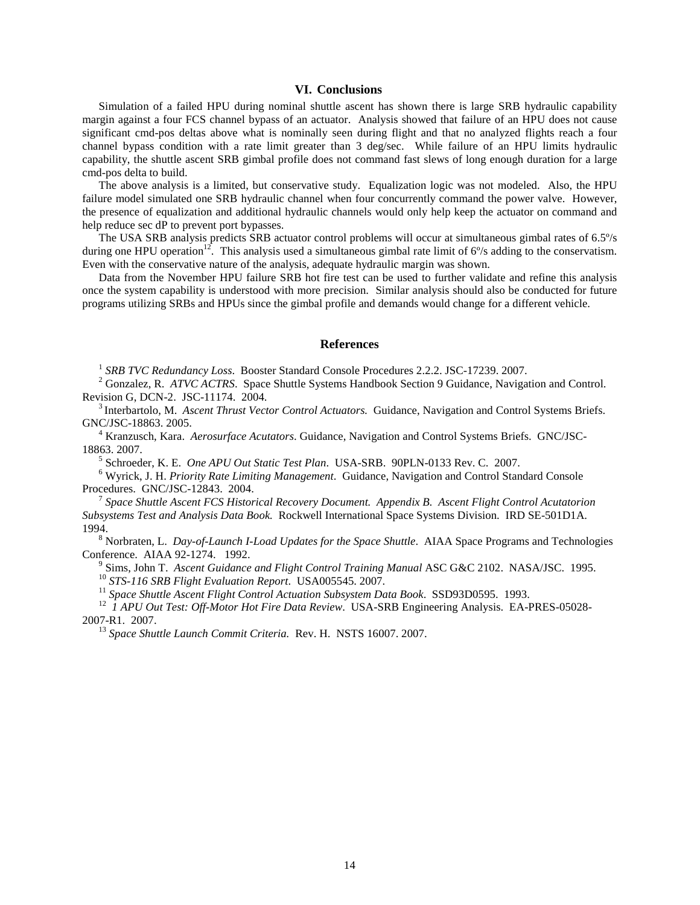## VI. Conclusions

Simulation of a failed HPU during nominal shuttle ascent has shown there is large SRB hydraulic capability margin against a four FCS channel bypass of an actuator. Analysis showed that failure of an HPU does not cause significant cmd-pos deltas above what is nominally seen during flight and that no analyzed flights reach a four channel bypass condition with a rate limit greater than 3 deg/sec. While failure of an HPU limits hydraulic capability, the shuttle ascent SRB gimbal profile does not command fast slews of long enough duration for a large cmd-pos delta to build.

The above analysis is a limited, but conservative study. Equalization logic was not modeled. Also, the HPU failure model simulated one SRB hydraulic channel when four concurrently command the power valve. However, the presence of equalization and additional hydraulic channels would only help keep the actuator on command and help reduce sec dP to prevent port bypasses.

The USA SRB analysis predicts SRB actuator control problems will occur at simultaneous gimbal rates of 6.5º/s during one HPU operation[12]. This analysis used a simultaneous gimbal rate limit of 6º/s adding to the conservatism. Even with the conservative nature of the analysis, adequate hydraulic margin was shown.

Data from the November HPU failure SRB hot fire test can be used to further validate and refine this analysis once the system capability is understood with more precision. Similar analysis should also be conducted for future programs utilizing SRBs and HPUs since the gimbal profile and demands would change for a different vehicle.

## References

[1] *SRB TVC Redundancy Loss*. Booster Standard Console Procedures 2.2.2. JSC-17239. 2007.

[2] Gonzalez, R. *ATVC ACTRS*. Space Shuttle Systems Handbook Section 9 Guidance, Navigation and Control. Revision G, DCN-2. JSC-11174. 2004.

[3] Interbartolo, M. *Ascent Thrust Vector Control Actuators.* Guidance, Navigation and Control Systems Briefs. GNC/JSC-18863. 2005.

[4] Kranzusch, Kara. *Aerosurface Acutators*. Guidance, Navigation and Control Systems Briefs. GNC/JSC-18863. 2007.

[5] Schroeder, K. E. *One APU Out Static Test Plan*. USA-SRB. 90PLN-0133 Rev. C. 2007.

[6] Wyrick, J. H. *Priority Rate Limiting Management*. Guidance, Navigation and Control Standard Console Procedures. GNC/JSC-12843. 2004.

[7] *Space Shuttle Ascent FCS Historical Recovery Document. Appendix B. Ascent Flight Control Acutatorion Subsystems Test and Analysis Data Book.* Rockwell International Space Systems Division. IRD SE-501D1A. 1994.

[8] Norbraten, L. *Day-of-Launch I-Load Updates for the Space Shuttle*. AIAA Space Programs and Technologies Conference. AIAA 92-1274. 1992.

[9] Sims, John T. *Ascent Guidance and Flight Control Training Manual* ASC G&C 2102. NASA/JSC. 1995.

[10] *STS-116 SRB Flight Evaluation Report*. USA005545. 2007.

[11] *Space Shuttle Ascent Flight Control Actuation Subsystem Data Book*. SSD93D0595. 1993.

[12] *1 APU Out Test: Off-Motor Hot Fire Data Review*. USA-SRB Engineering Analysis. EA-PRES-05028-2007-R1. 2007.

[13] *Space Shuttle Launch Commit Criteria.* Rev. H. NSTS 16007. 2007.